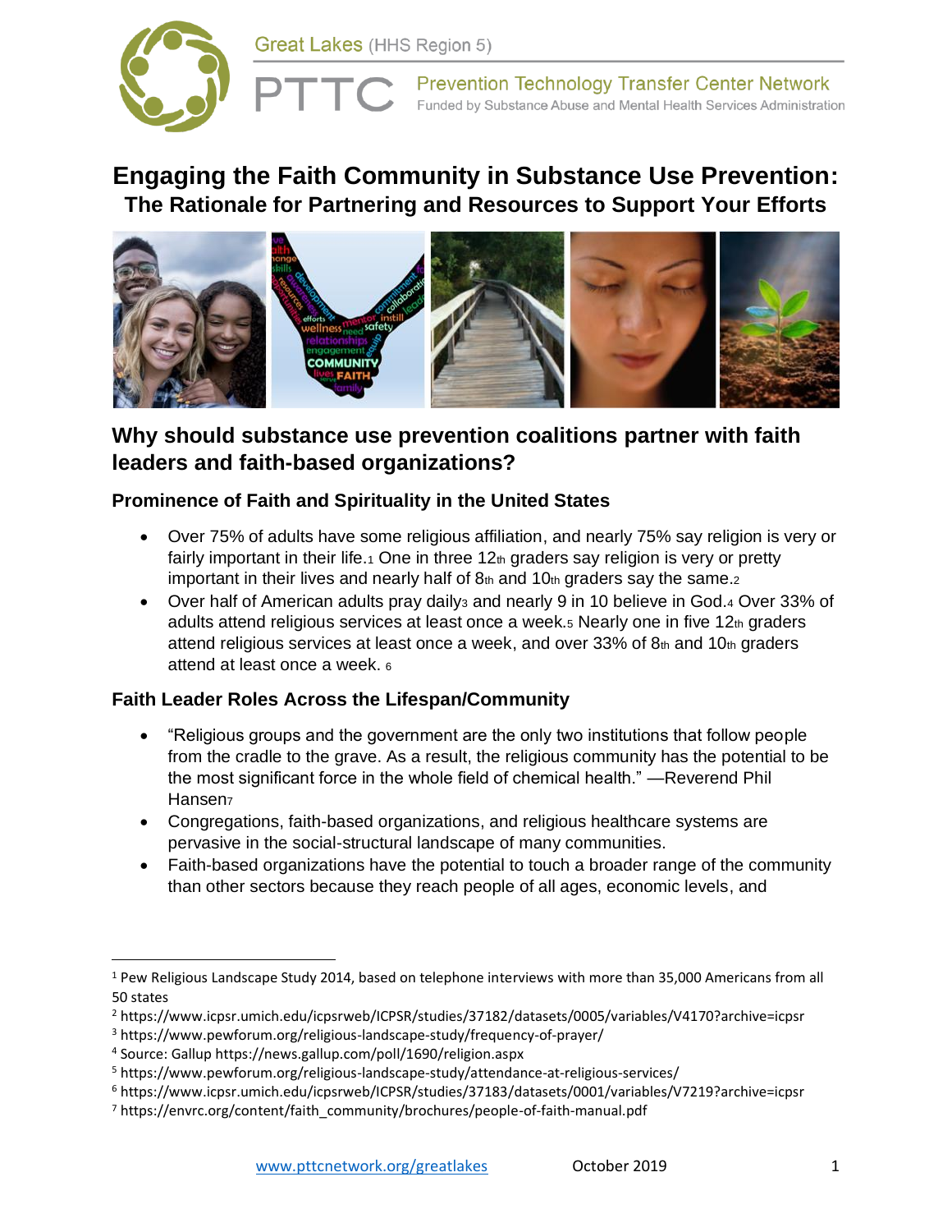Great Lakes (HHS Region 5)

PTTC Prevention Technology Transfer Center Network
Funded by Substance Abuse and Mental Health Services Administration

# Engaging the Faith Community in Substance Use Prevention:
## The Rationale for Partnering and Resources to Support Your Efforts

## Why should substance use prevention coalitions partner with faith leaders and faith-based organizations?

### Prominence of Faith and Spirituality in the United States

- Over 75% of adults have some religious affiliation, and nearly 75% say religion is very or fairly important in their life.[1] One in three 12th graders say religion is very or pretty important in their lives and nearly half of 8th and 10th graders say the same.[2]
- Over half of American adults pray daily[3] and nearly 9 in 10 believe in God.[4] Over 33% of adults attend religious services at least once a week.[5] Nearly one in five 12th graders attend religious services at least once a week, and over 33% of 8th and 10th graders attend at least once a week. [6]

### Faith Leader Roles Across the Lifespan/Community

- "Religious groups and the government are the only two institutions that follow people from the cradle to the grave. As a result, the religious community has the potential to be the most significant force in the whole field of chemical health." —Reverend Phil Hansen[7]
- Congregations, faith-based organizations, and religious healthcare systems are pervasive in the social-structural landscape of many communities.
- Faith-based organizations have the potential to touch a broader range of the community than other sectors because they reach people of all ages, economic levels, and

---

[1] Pew Religious Landscape Study 2014, based on telephone interviews with more than 35,000 Americans from all 50 states

[2] https://www.icpsr.umich.edu/icpsrweb/ICPSR/studies/37182/datasets/0005/variables/V4170?archive=icpsr

[3] https://www.pewforum.org/religious-landscape-study/frequency-of-prayer/

[4] Source: Gallup https://news.gallup.com/poll/1690/religion.aspx

[5] https://www.pewforum.org/religious-landscape-study/attendance-at-religious-services/

[6] https://www.icpsr.umich.edu/icpsrweb/ICPSR/studies/37183/datasets/0001/variables/V7219?archive=icpsr

[7] https://envrc.org/content/faith_community/brochures/people-of-faith-manual.pdf

www.pttcnetwork.org/greatlakes October 2019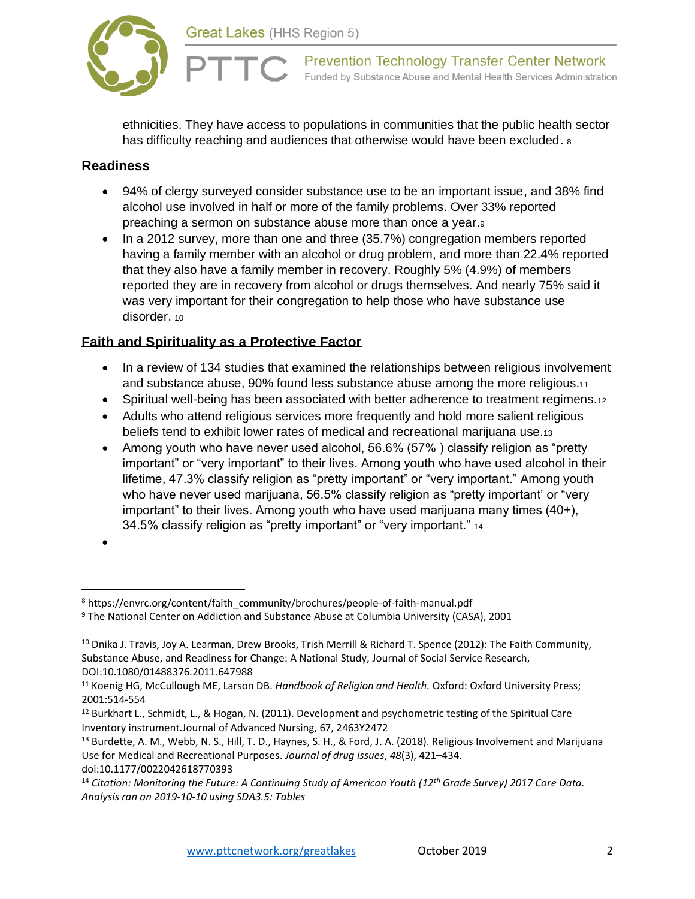ethnicities. They have access to populations in communities that the public health sector has difficulty reaching and audiences that otherwise would have been excluded. [8]

## Readiness

- 94% of clergy surveyed consider substance use to be an important issue, and 38% find alcohol use involved in half or more of the family problems. Over 33% reported preaching a sermon on substance abuse more than once a year.[9]
- In a 2012 survey, more than one and three (35.7%) congregation members reported having a family member with an alcohol or drug problem, and more than 22.4% reported that they also have a family member in recovery. Roughly 5% (4.9%) of members reported they are in recovery from alcohol or drugs themselves. And nearly 75% said it was very important for their congregation to help those who have substance use disorder. [10]

## Faith and Spirituality as a Protective Factor

- In a review of 134 studies that examined the relationships between religious involvement and substance abuse, 90% found less substance abuse among the more religious.[11]
- Spiritual well-being has been associated with better adherence to treatment regimens.[12]
- Adults who attend religious services more frequently and hold more salient religious beliefs tend to exhibit lower rates of medical and recreational marijuana use.[13]
- Among youth who have never used alcohol, 56.6% (57% ) classify religion as "pretty important" or "very important" to their lives. Among youth who have used alcohol in their lifetime, 47.3% classify religion as "pretty important" or "very important." Among youth who have never used marijuana, 56.5% classify religion as "pretty important' or "very important" to their lives. Among youth who have used marijuana many times (40+), 34.5% classify religion as "pretty important" or "very important." [14]
-

---

[8] https://envrc.org/content/faith_community/brochures/people-of-faith-manual.pdf

[9] The National Center on Addiction and Substance Abuse at Columbia University (CASA), 2001

[10] Dnika J. Travis, Joy A. Learman, Drew Brooks, Trish Merrill & Richard T. Spence (2012): The Faith Community, Substance Abuse, and Readiness for Change: A National Study, Journal of Social Service Research, DOI:10.1080/01488376.2011.647988

[11] Koenig HG, McCullough ME, Larson DB. *Handbook of Religion and Health.* Oxford: Oxford University Press; 2001:514-554

[12] Burkhart L., Schmidt, L., & Hogan, N. (2011). Development and psychometric testing of the Spiritual Care Inventory instrument.Journal of Advanced Nursing, 67, 2463Y2472

[13] Burdette, A. M., Webb, N. S., Hill, T. D., Haynes, S. H., & Ford, J. A. (2018). Religious Involvement and Marijuana Use for Medical and Recreational Purposes. *Journal of drug issues*, *48*(3), 421–434. doi:10.1177/0022042618770393

[14] *Citation: Monitoring the Future: A Continuing Study of American Youth (12th Grade Survey) 2017 Core Data. Analysis ran on 2019-10-10 using SDA3.5: Tables*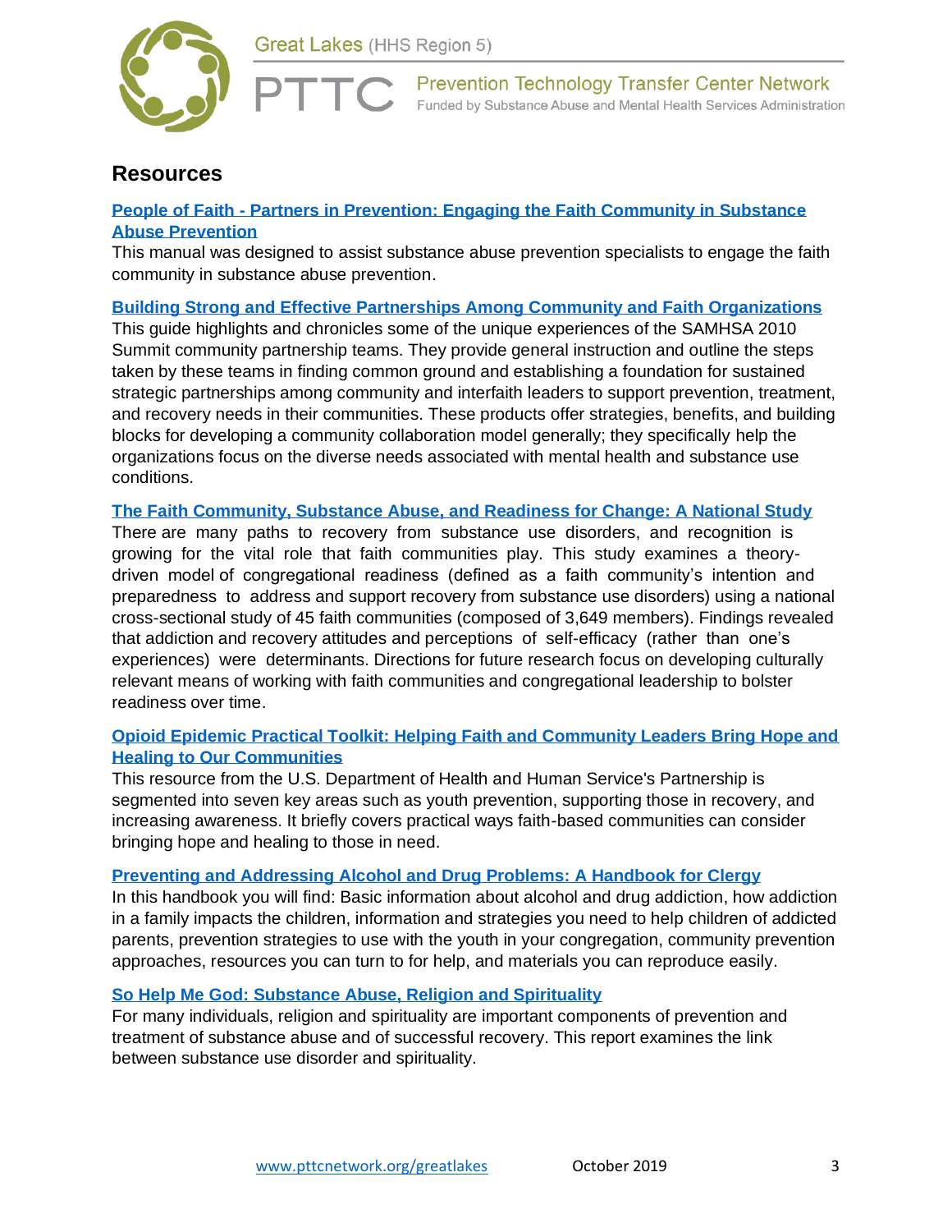## Resources

**[People of Faith - Partners in Prevention: Engaging the Faith Community in Substance Abuse Prevention]()**

This manual was designed to assist substance abuse prevention specialists to engage the faith community in substance abuse prevention.

**[Building Strong and Effective Partnerships Among Community and Faith Organizations]()**

This guide highlights and chronicles some of the unique experiences of the SAMHSA 2010 Summit community partnership teams. They provide general instruction and outline the steps taken by these teams in finding common ground and establishing a foundation for sustained strategic partnerships among community and interfaith leaders to support prevention, treatment, and recovery needs in their communities. These products offer strategies, benefits, and building blocks for developing a community collaboration model generally; they specifically help the organizations focus on the diverse needs associated with mental health and substance use conditions.

**[The Faith Community, Substance Abuse, and Readiness for Change: A National Study]()**

There are many paths to recovery from substance use disorders, and recognition is growing for the vital role that faith communities play. This study examines a theory-driven model of congregational readiness (defined as a faith community's intention and preparedness to address and support recovery from substance use disorders) using a national cross-sectional study of 45 faith communities (composed of 3,649 members). Findings revealed that addiction and recovery attitudes and perceptions of self-efficacy (rather than one's experiences) were determinants. Directions for future research focus on developing culturally relevant means of working with faith communities and congregational leadership to bolster readiness over time.

**[Opioid Epidemic Practical Toolkit: Helping Faith and Community Leaders Bring Hope and Healing to Our Communities]()**

This resource from the U.S. Department of Health and Human Service's Partnership is segmented into seven key areas such as youth prevention, supporting those in recovery, and increasing awareness. It briefly covers practical ways faith-based communities can consider bringing hope and healing to those in need.

**[Preventing and Addressing Alcohol and Drug Problems: A Handbook for Clergy]()**

In this handbook you will find: Basic information about alcohol and drug addiction, how addiction in a family impacts the children, information and strategies you need to help children of addicted parents, prevention strategies to use with the youth in your congregation, community prevention approaches, resources you can turn to for help, and materials you can reproduce easily.

**[So Help Me God: Substance Abuse, Religion and Spirituality]()**

For many individuals, religion and spirituality are important components of prevention and treatment of substance abuse and of successful recovery. This report examines the link between substance use disorder and spirituality.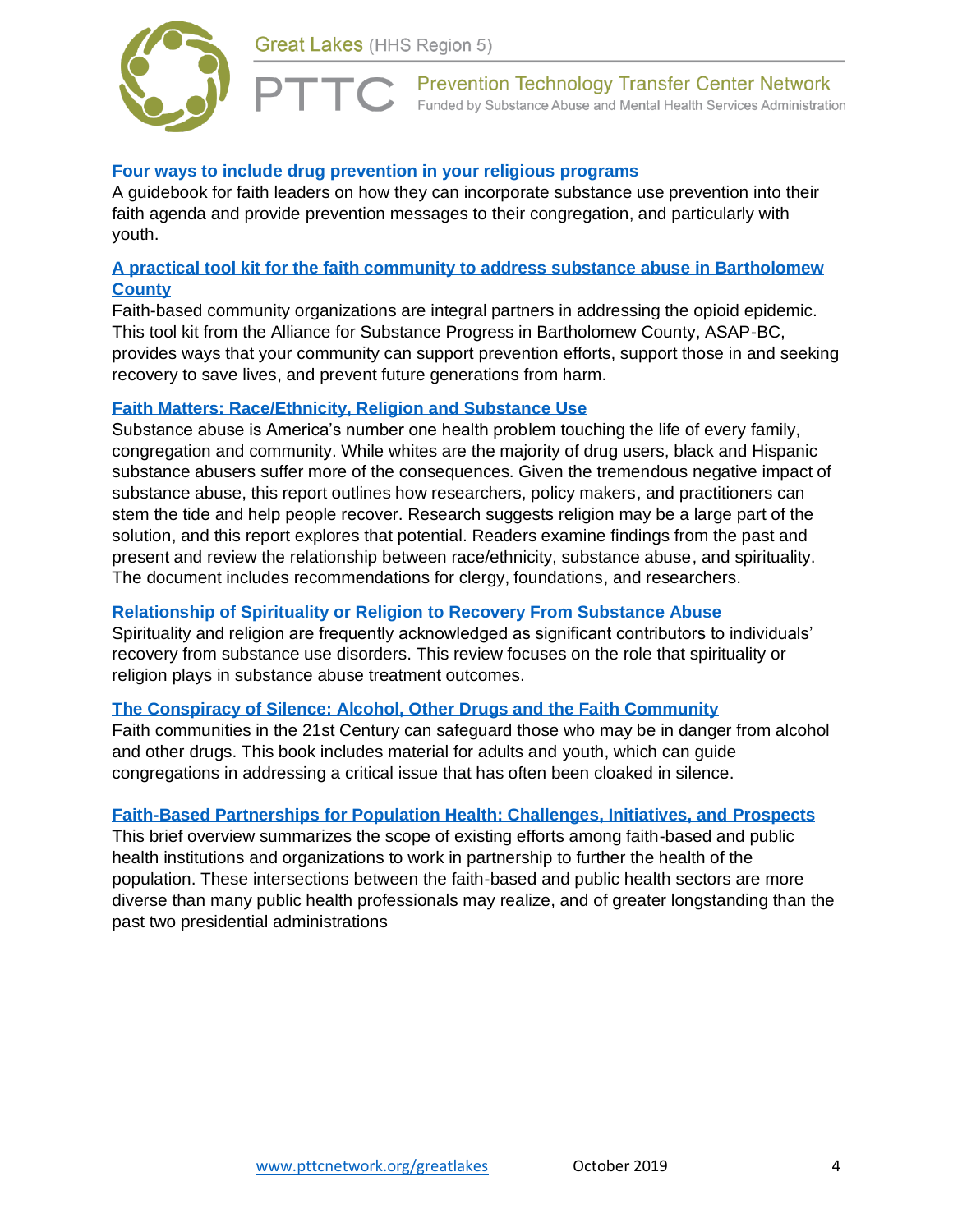**Four ways to include drug prevention in your religious programs**

A guidebook for faith leaders on how they can incorporate substance use prevention into their faith agenda and provide prevention messages to their congregation, and particularly with youth.

**A practical tool kit for the faith community to address substance abuse in Bartholomew County**

Faith-based community organizations are integral partners in addressing the opioid epidemic. This tool kit from the Alliance for Substance Progress in Bartholomew County, ASAP-BC, provides ways that your community can support prevention efforts, support those in and seeking recovery to save lives, and prevent future generations from harm.

**Faith Matters: Race/Ethnicity, Religion and Substance Use**

Substance abuse is America's number one health problem touching the life of every family, congregation and community. While whites are the majority of drug users, black and Hispanic substance abusers suffer more of the consequences. Given the tremendous negative impact of substance abuse, this report outlines how researchers, policy makers, and practitioners can stem the tide and help people recover. Research suggests religion may be a large part of the solution, and this report explores that potential. Readers examine findings from the past and present and review the relationship between race/ethnicity, substance abuse, and spirituality. The document includes recommendations for clergy, foundations, and researchers.

**Relationship of Spirituality or Religion to Recovery From Substance Abuse**

Spirituality and religion are frequently acknowledged as significant contributors to individuals' recovery from substance use disorders. This review focuses on the role that spirituality or religion plays in substance abuse treatment outcomes.

**The Conspiracy of Silence: Alcohol, Other Drugs and the Faith Community**

Faith communities in the 21st Century can safeguard those who may be in danger from alcohol and other drugs. This book includes material for adults and youth, which can guide congregations in addressing a critical issue that has often been cloaked in silence.

**Faith-Based Partnerships for Population Health: Challenges, Initiatives, and Prospects**

This brief overview summarizes the scope of existing efforts among faith-based and public health institutions and organizations to work in partnership to further the health of the population. These intersections between the faith-based and public health sectors are more diverse than many public health professionals may realize, and of greater longstanding than the past two presidential administrations